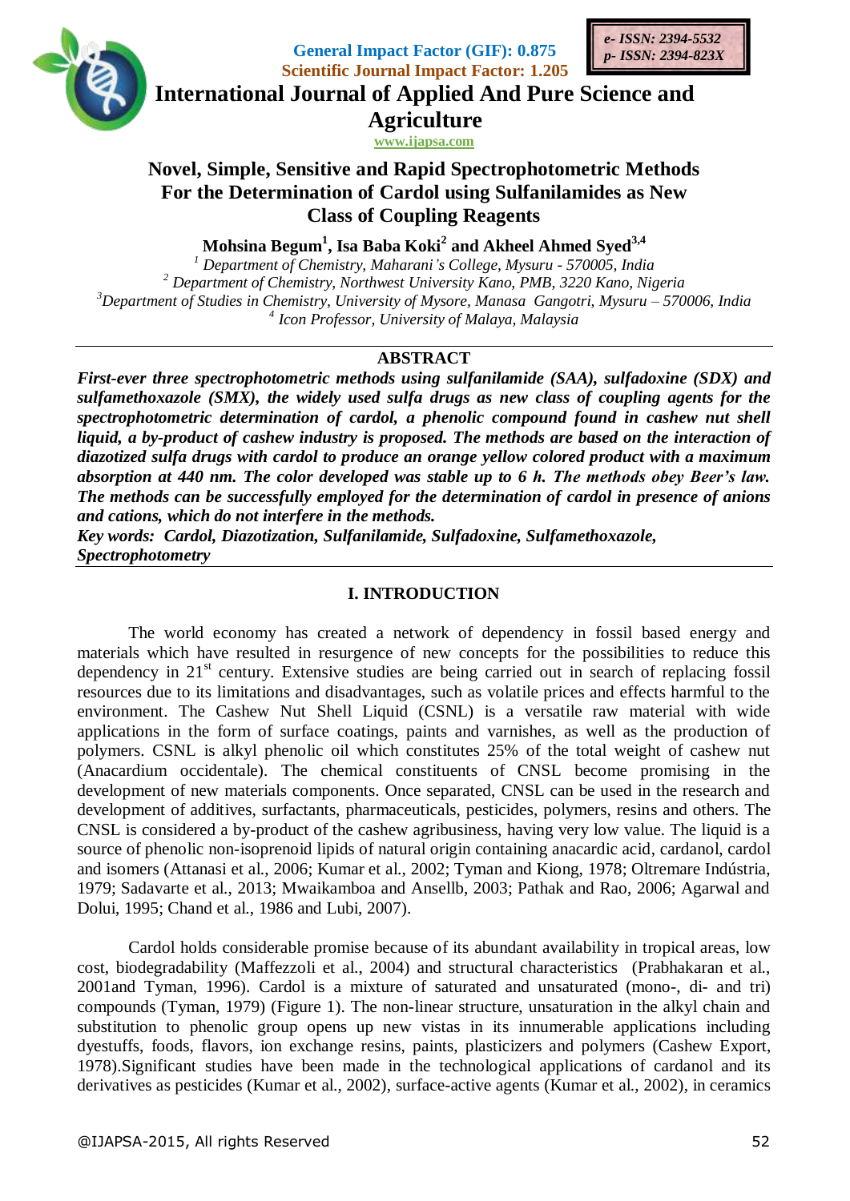General Impact Factor (GIF): 0.875
Scientific Journal Impact Factor: 1.205

e- ISSN: 2394-5532
p- ISSN: 2394-823X

International Journal of Applied And Pure Science and Agriculture

www.ijapsa.com

# Novel, Simple, Sensitive and Rapid Spectrophotometric Methods For the Determination of Cardol using Sulfanilamides as New Class of Coupling Reagents

**Mohsina Begum[1], Isa Baba Koki[2] and Akheel Ahmed Syed[3,4]**

*[1] Department of Chemistry, Maharani's College, Mysuru - 570005, India*
*[2] Department of Chemistry, Northwest University Kano, PMB, 3220 Kano, Nigeria*
*[3]Department of Studies in Chemistry, University of Mysore, Manasa Gangotri, Mysuru – 570006, India*
*[4] Icon Professor, University of Malaya, Malaysia*

## ABSTRACT

***First-ever three spectrophotometric methods using sulfanilamide (SAA), sulfadoxine (SDX) and sulfamethoxazole (SMX), the widely used sulfa drugs as new class of coupling agents for the spectrophotometric determination of cardol, a phenolic compound found in cashew nut shell liquid, a by-product of cashew industry is proposed. The methods are based on the interaction of diazotized sulfa drugs with cardol to produce an orange yellow colored product with a maximum absorption at 440 nm. The color developed was stable up to 6 h. The methods obey Beer's law. The methods can be successfully employed for the determination of cardol in presence of anions and cations, which do not interfere in the methods.***

***Key words: Cardol, Diazotization, Sulfanilamide, Sulfadoxine, Sulfamethoxazole, Spectrophotometry***

## I. INTRODUCTION

The world economy has created a network of dependency in fossil based energy and materials which have resulted in resurgence of new concepts for the possibilities to reduce this dependency in 21st century. Extensive studies are being carried out in search of replacing fossil resources due to its limitations and disadvantages, such as volatile prices and effects harmful to the environment. The Cashew Nut Shell Liquid (CSNL) is a versatile raw material with wide applications in the form of surface coatings, paints and varnishes, as well as the production of polymers. CSNL is alkyl phenolic oil which constitutes 25% of the total weight of cashew nut (Anacardium occidentale). The chemical constituents of CNSL become promising in the development of new materials components. Once separated, CSNL can be used in the research and development of additives, surfactants, pharmaceuticals, pesticides, polymers, resins and others. The CNSL is considered a by-product of the cashew agribusiness, having very low value. The liquid is a source of phenolic non-isoprenoid lipids of natural origin containing anacardic acid, cardanol, cardol and isomers (Attanasi et al., 2006; Kumar et al., 2002; Tyman and Kiong, 1978; Oltremare Indústria, 1979; Sadavarte et al., 2013; Mwaikamboa and Ansellb, 2003; Pathak and Rao, 2006; Agarwal and Dolui, 1995; Chand et al., 1986 and Lubi, 2007).

Cardol holds considerable promise because of its abundant availability in tropical areas, low cost, biodegradability (Maffezzoli et al., 2004) and structural characteristics (Prabhakaran et al., 2001and Tyman, 1996). Cardol is a mixture of saturated and unsaturated (mono-, di- and tri) compounds (Tyman, 1979) (Figure 1). The non-linear structure, unsaturation in the alkyl chain and substitution to phenolic group opens up new vistas in its innumerable applications including dyestuffs, foods, flavors, ion exchange resins, paints, plasticizers and polymers (Cashew Export, 1978).Significant studies have been made in the technological applications of cardanol and its derivatives as pesticides (Kumar et al., 2002), surface-active agents (Kumar et al., 2002), in ceramics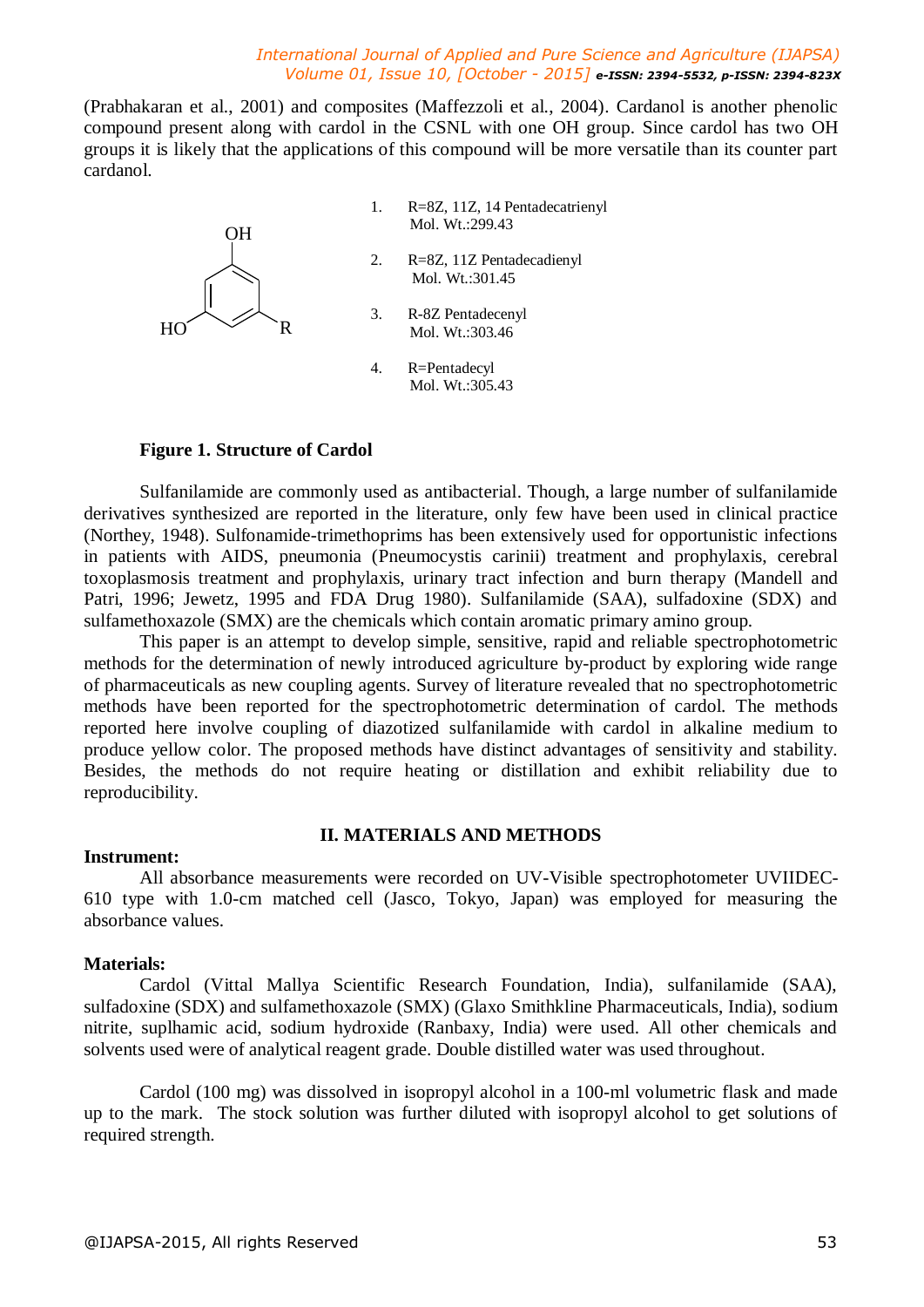(Prabhakaran et al., 2001) and composites (Maffezzoli et al., 2004). Cardanol is another phenolic compound present along with cardol in the CSNL with one OH group. Since cardol has two OH groups it is likely that the applications of this compound will be more versatile than its counter part cardanol.

OH

HO R

1. R=8Z, 11Z, 14 Pentadecatrienyl
   Mol. Wt.:299.43

2. R=8Z, 11Z Pentadecadienyl
   Mol. Wt.:301.45

3. R-8Z Pentadecenyl
   Mol. Wt.:303.46

4. R=Pentadecyl
   Mol. Wt.:305.43

**Figure 1. Structure of Cardol**

Sulfanilamide are commonly used as antibacterial. Though, a large number of sulfanilamide derivatives synthesized are reported in the literature, only few have been used in clinical practice (Northey, 1948). Sulfonamide-trimethoprims has been extensively used for opportunistic infections in patients with AIDS, pneumonia (Pneumocystis carinii) treatment and prophylaxis, cerebral toxoplasmosis treatment and prophylaxis, urinary tract infection and burn therapy (Mandell and Patri, 1996; Jewetz, 1995 and FDA Drug 1980). Sulfanilamide (SAA), sulfadoxine (SDX) and sulfamethoxazole (SMX) are the chemicals which contain aromatic primary amino group.

This paper is an attempt to develop simple, sensitive, rapid and reliable spectrophotometric methods for the determination of newly introduced agriculture by-product by exploring wide range of pharmaceuticals as new coupling agents. Survey of literature revealed that no spectrophotometric methods have been reported for the spectrophotometric determination of cardol. The methods reported here involve coupling of diazotized sulfanilamide with cardol in alkaline medium to produce yellow color. The proposed methods have distinct advantages of sensitivity and stability. Besides, the methods do not require heating or distillation and exhibit reliability due to reproducibility.

## II. MATERIALS AND METHODS

**Instrument:**

All absorbance measurements were recorded on UV-Visible spectrophotometer UVIIDEC-610 type with 1.0-cm matched cell (Jasco, Tokyo, Japan) was employed for measuring the absorbance values.

**Materials:**

Cardol (Vittal Mallya Scientific Research Foundation, India), sulfanilamide (SAA), sulfadoxine (SDX) and sulfamethoxazole (SMX) (Glaxo Smithkline Pharmaceuticals, India), sodium nitrite, suplhamic acid, sodium hydroxide (Ranbaxy, India) were used. All other chemicals and solvents used were of analytical reagent grade. Double distilled water was used throughout.

Cardol (100 mg) was dissolved in isopropyl alcohol in a 100-ml volumetric flask and made up to the mark. The stock solution was further diluted with isopropyl alcohol to get solutions of required strength.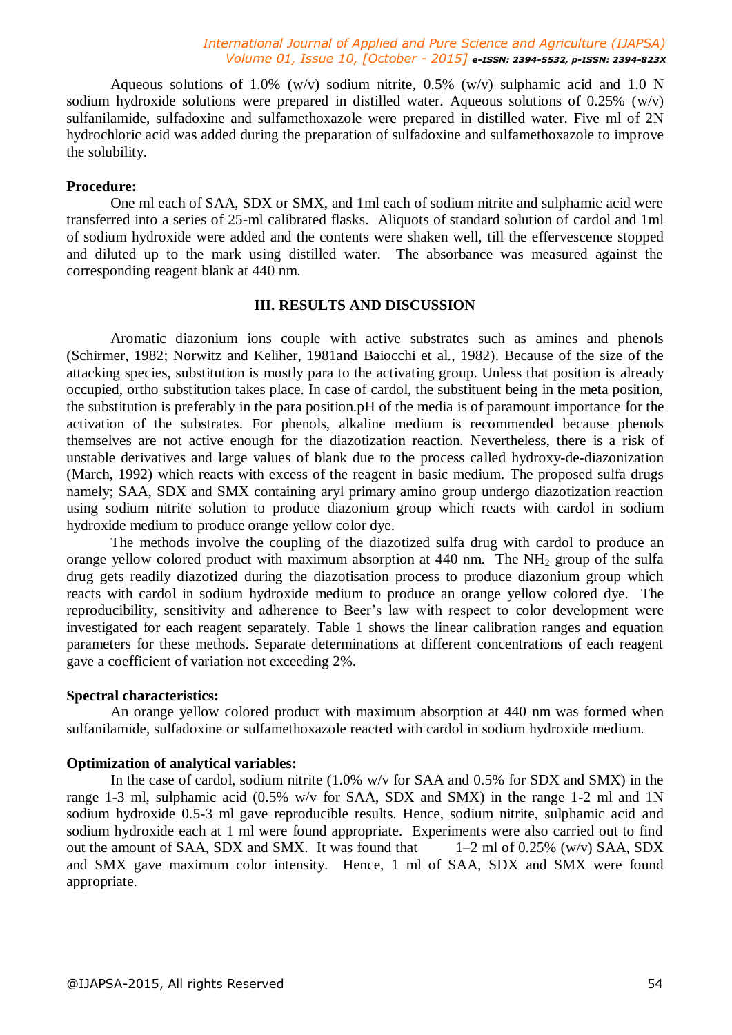Aqueous solutions of 1.0% (w/v) sodium nitrite, 0.5% (w/v) sulphamic acid and 1.0 N sodium hydroxide solutions were prepared in distilled water. Aqueous solutions of 0.25% (w/v) sulfanilamide, sulfadoxine and sulfamethoxazole were prepared in distilled water. Five ml of 2N hydrochloric acid was added during the preparation of sulfadoxine and sulfamethoxazole to improve the solubility.

**Procedure:**

One ml each of SAA, SDX or SMX, and 1ml each of sodium nitrite and sulphamic acid were transferred into a series of 25-ml calibrated flasks. Aliquots of standard solution of cardol and 1ml of sodium hydroxide were added and the contents were shaken well, till the effervescence stopped and diluted up to the mark using distilled water. The absorbance was measured against the corresponding reagent blank at 440 nm.

## III. RESULTS AND DISCUSSION

Aromatic diazonium ions couple with active substrates such as amines and phenols (Schirmer, 1982; Norwitz and Keliher, 1981and Baiocchi et al., 1982). Because of the size of the attacking species, substitution is mostly para to the activating group. Unless that position is already occupied, ortho substitution takes place. In case of cardol, the substituent being in the meta position, the substitution is preferably in the para position.pH of the media is of paramount importance for the activation of the substrates. For phenols, alkaline medium is recommended because phenols themselves are not active enough for the diazotization reaction. Nevertheless, there is a risk of unstable derivatives and large values of blank due to the process called hydroxy-de-diazonization (March, 1992) which reacts with excess of the reagent in basic medium. The proposed sulfa drugs namely; SAA, SDX and SMX containing aryl primary amino group undergo diazotization reaction using sodium nitrite solution to produce diazonium group which reacts with cardol in sodium hydroxide medium to produce orange yellow color dye.

The methods involve the coupling of the diazotized sulfa drug with cardol to produce an orange yellow colored product with maximum absorption at 440 nm. The $NH_2$ group of the sulfa drug gets readily diazotized during the diazotisation process to produce diazonium group which reacts with cardol in sodium hydroxide medium to produce an orange yellow colored dye. The reproducibility, sensitivity and adherence to Beer's law with respect to color development were investigated for each reagent separately. Table 1 shows the linear calibration ranges and equation parameters for these methods. Separate determinations at different concentrations of each reagent gave a coefficient of variation not exceeding 2%.

**Spectral characteristics:**

An orange yellow colored product with maximum absorption at 440 nm was formed when sulfanilamide, sulfadoxine or sulfamethoxazole reacted with cardol in sodium hydroxide medium.

**Optimization of analytical variables:**

In the case of cardol, sodium nitrite (1.0% w/v for SAA and 0.5% for SDX and SMX) in the range 1-3 ml, sulphamic acid (0.5% w/v for SAA, SDX and SMX) in the range 1-2 ml and 1N sodium hydroxide 0.5-3 ml gave reproducible results. Hence, sodium nitrite, sulphamic acid and sodium hydroxide each at 1 ml were found appropriate. Experiments were also carried out to find out the amount of SAA, SDX and SMX. It was found that 1–2 ml of 0.25% (w/v) SAA, SDX and SMX gave maximum color intensity. Hence, 1 ml of SAA, SDX and SMX were found appropriate.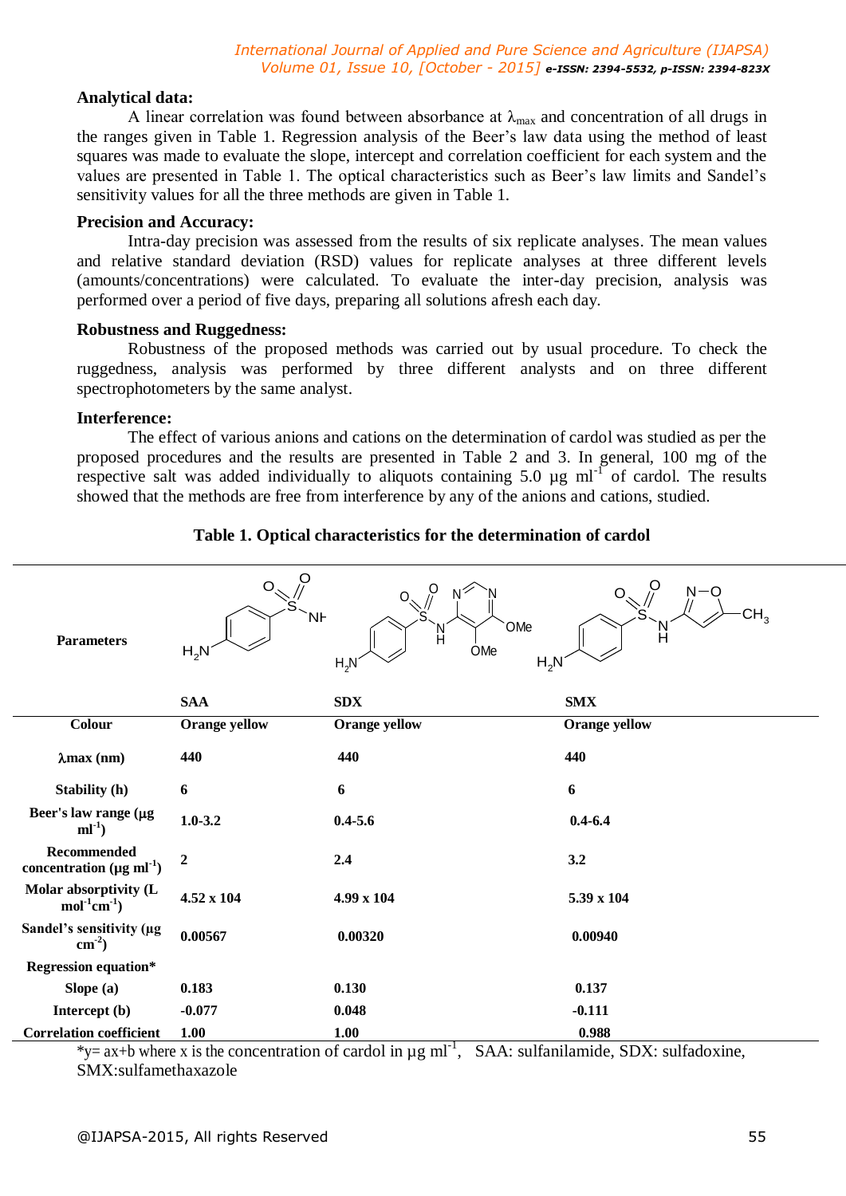**Analytical data:**

A linear correlation was found between absorbance at $\lambda_{max}$ and concentration of all drugs in the ranges given in Table 1. Regression analysis of the Beer's law data using the method of least squares was made to evaluate the slope, intercept and correlation coefficient for each system and the values are presented in Table 1. The optical characteristics such as Beer's law limits and Sandel's sensitivity values for all the three methods are given in Table 1.

**Precision and Accuracy:**

Intra-day precision was assessed from the results of six replicate analyses. The mean values and relative standard deviation (RSD) values for replicate analyses at three different levels (amounts/concentrations) were calculated. To evaluate the inter-day precision, analysis was performed over a period of five days, preparing all solutions afresh each day.

**Robustness and Ruggedness:**

Robustness of the proposed methods was carried out by usual procedure. To check the ruggedness, analysis was performed by three different analysts and on three different spectrophotometers by the same analyst.

**Interference:**

The effect of various anions and cations on the determination of cardol was studied as per the proposed procedures and the results are presented in Table 2 and 3. In general, 100 mg of the respective salt was added individually to aliquots containing 5.0 µg ml$^{-1}$ of cardol. The results showed that the methods are free from interference by any of the anions and cations, studied.

**Table 1. Optical characteristics for the determination of cardol**

| Parameters | SAA | SDX | SMX |
|---|---|---|---|
| Colour | Orange yellow | Orange yellow | Orange yellow |
| λmax (nm) | 440 | 440 | 440 |
| Stability (h) | 6 | 6 | 6 |
| Beer's law range (µg ml$^{-1}$) | 1.0-3.2 | 0.4-5.6 | 0.4-6.4 |
| Recommended concentration (µg ml$^{-1}$) | 2 | 2.4 | 3.2 |
| Molar absorptivity (L mol$^{-1}$cm$^{-1}$) | 4.52 x 104 | 4.99 x 104 | 5.39 x 104 |
| Sandel's sensitivity (µg cm$^{-2}$) | 0.00567 | 0.00320 | 0.00940 |
| Regression equation* | | | |
| Slope (a) | 0.183 | 0.130 | 0.137 |
| Intercept (b) | -0.077 | 0.048 | -0.111 |
| Correlation coefficient | 1.00 | 1.00 | 0.988 |

*y= ax+b where x is the concentration of cardol in µg ml$^{-1}$, SAA: sulfanilamide, SDX: sulfadoxine, SMX:sulfamethaxazole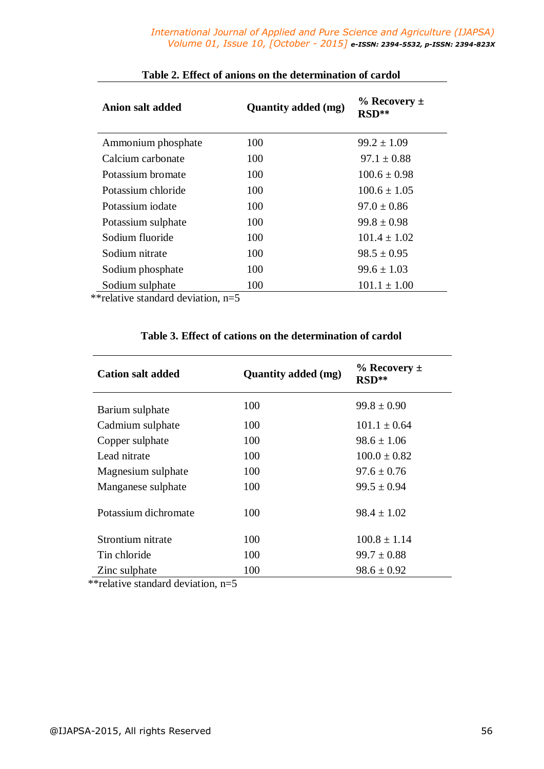**Table 2. Effect of anions on the determination of cardol**

| Anion salt added | Quantity added (mg) | % Recovery ± RSD** |
|---|---|---|
| Ammonium phosphate | 100 | 99.2 ± 1.09 |
| Calcium carbonate | 100 | 97.1 ± 0.88 |
| Potassium bromate | 100 | 100.6 ± 0.98 |
| Potassium chloride | 100 | 100.6 ± 1.05 |
| Potassium iodate | 100 | 97.0 ± 0.86 |
| Potassium sulphate | 100 | 99.8 ± 0.98 |
| Sodium fluoride | 100 | 101.4 ± 1.02 |
| Sodium nitrate | 100 | 98.5 ± 0.95 |
| Sodium phosphate | 100 | 99.6 ± 1.03 |
| Sodium sulphate | 100 | 101.1 ± 1.00 |

**relative standard deviation, n=5

**Table 3. Effect of cations on the determination of cardol**

| Cation salt added | Quantity added (mg) | % Recovery ± RSD** |
|---|---|---|
| Barium sulphate | 100 | 99.8 ± 0.90 |
| Cadmium sulphate | 100 | 101.1 ± 0.64 |
| Copper sulphate | 100 | 98.6 ± 1.06 |
| Lead nitrate | 100 | 100.0 ± 0.82 |
| Magnesium sulphate | 100 | 97.6 ± 0.76 |
| Manganese sulphate | 100 | 99.5 ± 0.94 |
| Potassium dichromate | 100 | 98.4 ± 1.02 |
| Strontium nitrate | 100 | 100.8 ± 1.14 |
| Tin chloride | 100 | 99.7 ± 0.88 |
| Zinc sulphate | 100 | 98.6 ± 0.92 |

**relative standard deviation, n=5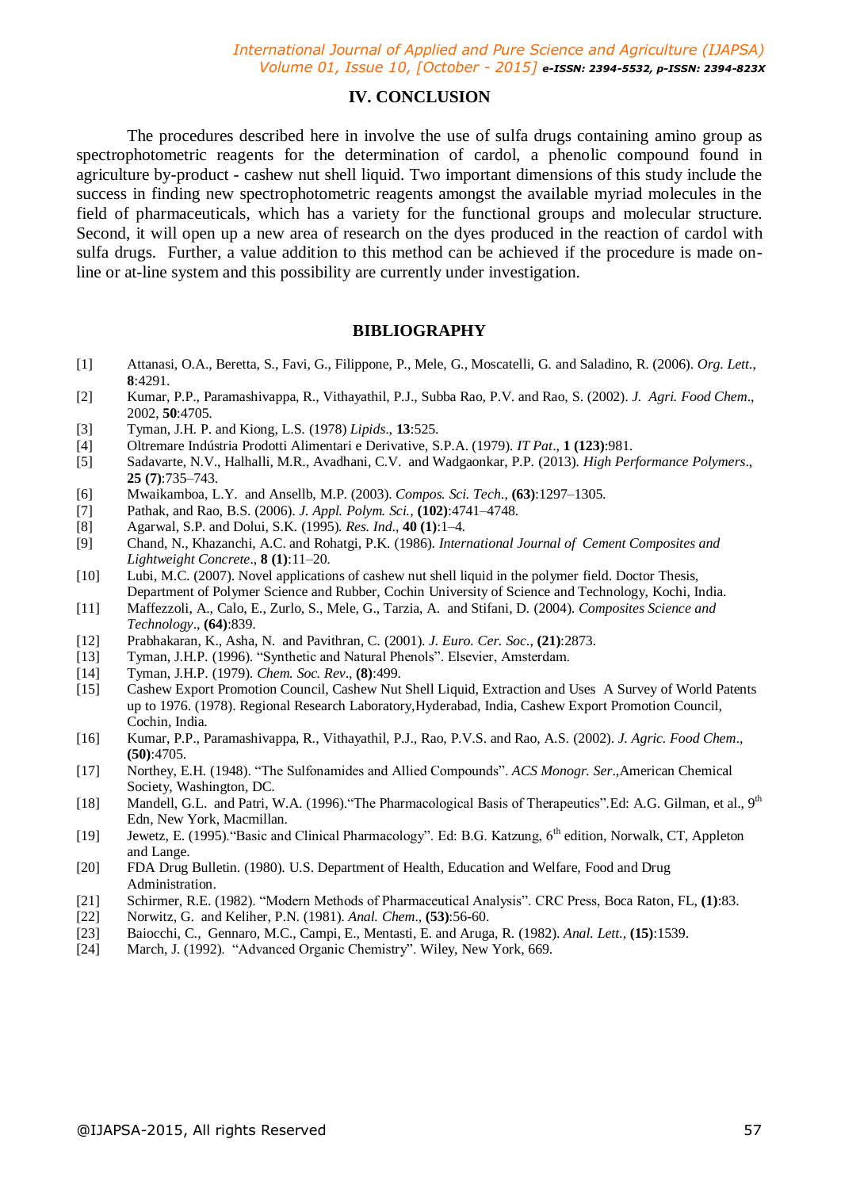## IV. CONCLUSION

The procedures described here in involve the use of sulfa drugs containing amino group as spectrophotometric reagents for the determination of cardol, a phenolic compound found in agriculture by-product - cashew nut shell liquid. Two important dimensions of this study include the success in finding new spectrophotometric reagents amongst the available myriad molecules in the field of pharmaceuticals, which has a variety for the functional groups and molecular structure. Second, it will open up a new area of research on the dyes produced in the reaction of cardol with sulfa drugs. Further, a value addition to this method can be achieved if the procedure is made on-line or at-line system and this possibility are currently under investigation.

## BIBLIOGRAPHY

[1] Attanasi, O.A., Beretta, S., Favi, G., Filippone, P., Mele, G., Moscatelli, G. and Saladino, R. (2006). *Org. Lett.*, **8**:4291.

[2] Kumar, P.P., Paramashivappa, R., Vithayathil, P.J., Subba Rao, P.V. and Rao, S. (2002). *J. Agri. Food Chem*., 2002, **50**:4705.

[3] Tyman, J.H. P. and Kiong, L.S. (1978) *Lipids*., **13**:525.

[4] Oltremare Indústria Prodotti Alimentari e Derivative, S.P.A. (1979). *IT Pat*., **1 (123)**:981.

[5] Sadavarte, N.V., Halhalli, M.R., Avadhani, C.V. and Wadgaonkar, P.P. (2013). *High Performance Polymers*., **25 (7)**:735–743.

[6] Mwaikamboa, L.Y. and Ansellb, M.P. (2003). *Compos. Sci. Tech*., **(63)**:1297–1305.

[7] Pathak, and Rao, B.S. (2006). *J. Appl. Polym. Sci.*, **(102)**:4741–4748.

[8] Agarwal, S.P. and Dolui, S.K. (1995). *Res. Ind*., **40 (1)**:1–4.

[9] Chand, N., Khazanchi, A.C. and Rohatgi, P.K. (1986). *International Journal of Cement Composites and Lightweight Concrete*., **8 (1)**:11–20.

[10] Lubi, M.C. (2007). Novel applications of cashew nut shell liquid in the polymer field. Doctor Thesis, Department of Polymer Science and Rubber, Cochin University of Science and Technology, Kochi, India.

[11] Maffezzoli, A., Calo, E., Zurlo, S., Mele, G., Tarzia, A. and Stifani, D. (2004). *Composites Science and Technology*., **(64)**:839.

[12] Prabhakaran, K., Asha, N. and Pavithran, C. (2001). *J. Euro. Cer. Soc*., **(21)**:2873.

[13] Tyman, J.H.P. (1996). "Synthetic and Natural Phenols". Elsevier, Amsterdam.

[14] Tyman, J.H.P. (1979). *Chem. Soc. Rev*., **(8)**:499.

[15] Cashew Export Promotion Council, Cashew Nut Shell Liquid, Extraction and Uses A Survey of World Patents up to 1976. (1978). Regional Research Laboratory,Hyderabad, India, Cashew Export Promotion Council, Cochin, India.

[16] Kumar, P.P., Paramashivappa, R., Vithayathil, P.J., Rao, P.V.S. and Rao, A.S. (2002). *J. Agric. Food Chem*., **(50)**:4705.

[17] Northey, E.H. (1948). "The Sulfonamides and Allied Compounds". *ACS Monogr. Ser*.,American Chemical Society, Washington, DC.

[18] Mandell, G.L. and Patri, W.A. (1996)."The Pharmacological Basis of Therapeutics".Ed: A.G. Gilman, et al., 9th Edn, New York, Macmillan.

[19] Jewetz, E. (1995)."Basic and Clinical Pharmacology". Ed: B.G. Katzung, 6th edition, Norwalk, CT, Appleton and Lange.

[20] FDA Drug Bulletin. (1980). U.S. Department of Health, Education and Welfare, Food and Drug Administration.

[21] Schirmer, R.E. (1982). "Modern Methods of Pharmaceutical Analysis". CRC Press, Boca Raton, FL, **(1)**:83.

[22] Norwitz, G. and Keliher, P.N. (1981). *Anal. Chem*., **(53)**:56-60.

[23] Baiocchi, C., Gennaro, M.C., Campi, E., Mentasti, E. and Aruga, R. (1982). *Anal. Lett.*, **(15)**:1539.

[24] March, J. (1992). "Advanced Organic Chemistry". Wiley, New York, 669.